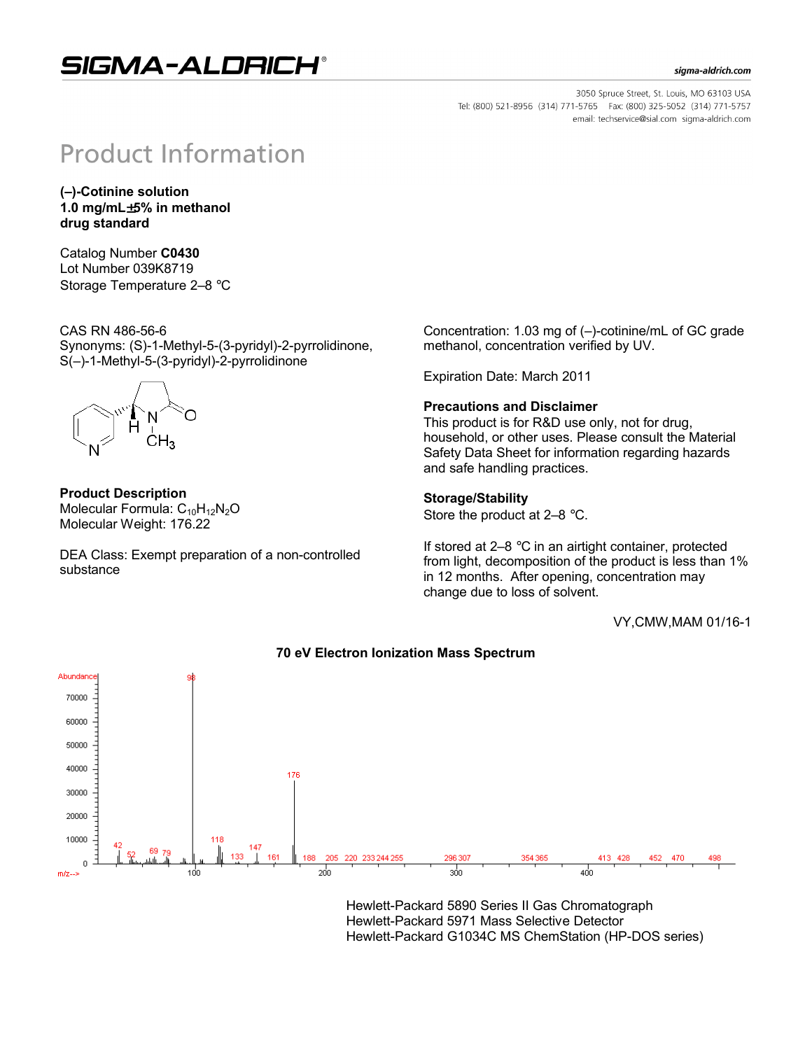# SIGMA-ALDRICH

sigma-aldrich.com

3050 Spruce Street, St. Louis, MO 63103 USA
Tel: (800) 521-8956 (314) 771-5765 Fax: (800) 325-5052 (314) 771-5757
email: techservice@sial.com sigma-aldrich.com

# Product Information

**(–)-Cotinine solution**
**1.0 mg/mL±5% in methanol**
**drug standard**

Catalog Number **C0430**
Lot Number 039K8719
Storage Temperature 2–8 °C

CAS RN 486-56-6
Synonyms: (S)-1-Methyl-5-(3-pyridyl)-2-pyrrolidinone, S(–)-1-Methyl-5-(3-pyridyl)-2-pyrrolidinone

### Product Description

Molecular Formula: $C_{10}H_{12}N_2O$
Molecular Weight: 176.22

DEA Class: Exempt preparation of a non-controlled substance

Concentration: 1.03 mg of (–)-cotinine/mL of GC grade methanol, concentration verified by UV.

Expiration Date: March 2011

### Precautions and Disclaimer

This product is for R&D use only, not for drug, household, or other uses. Please consult the Material Safety Data Sheet for information regarding hazards and safe handling practices.

### Storage/Stability

Store the product at 2–8 °C.

If stored at 2–8 °C in an airtight container, protected from light, decomposition of the product is less than 1% in 12 months. After opening, concentration may change due to loss of solvent.

VY,CMW,MAM 01/16-1

**70 eV Electron Ionization Mass Spectrum**

Hewlett-Packard 5890 Series II Gas Chromatograph
Hewlett-Packard 5971 Mass Selective Detector
Hewlett-Packard G1034C MS ChemStation (HP-DOS series)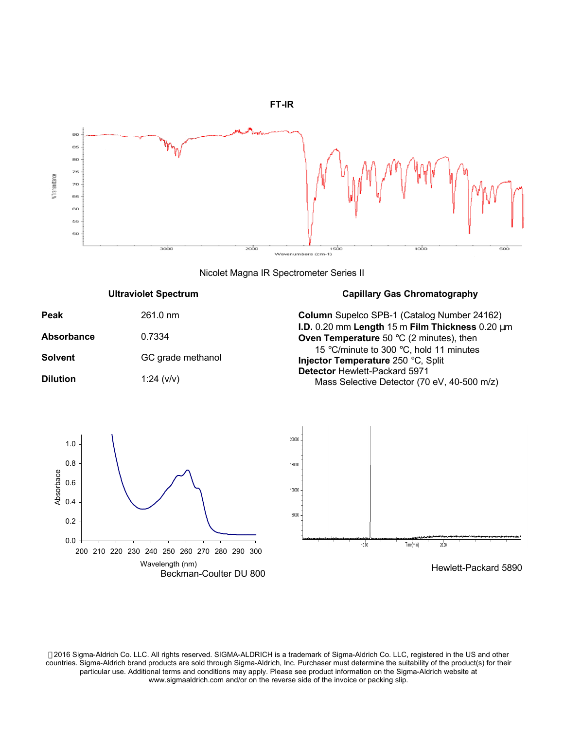## FT-IR

% Transmittance

90
85
80
75
70
65
60
55
50

3000
2000
1500
1000
500

Wavenumbers (cm-1)

Nicolet Magna IR Spectrometer Series II

## Ultraviolet Spectrum

| | |
|---|---|
| **Peak** | 261.0 nm |
| **Absorbance** | 0.7334 |
| **Solvent** | GC grade methanol |
| **Dilution** | 1:24 (v/v) |

## Capillary Gas Chromatography

**Column** Supelco SPB-1 (Catalog Number 24162)
**I.D.** 0.20 mm **Length** 15 m **Film Thickness** 0.20 µm
**Oven Temperature** 50 °C (2 minutes), then
15 °C/minute to 300 °C, hold 11 minutes
**Injector Temperature** 250 °C, Split
**Detector** Hewlett-Packard 5971
Mass Selective Detector (70 eV, 40-500 m/z)

Absorbance

1.0
0.8
0.6
0.4
0.2
0.0

200 210 220 230 240 250 260 270 280 290 300

Wavelength (nm)

Beckman-Coulter DU 800

200000
150000
100000
50000

10.00
Time(min)
20.00

Hewlett-Packard 5890

2016 Sigma-Aldrich Co. LLC. All rights reserved. SIGMA-ALDRICH is a trademark of Sigma-Aldrich Co. LLC, registered in the US and other countries. Sigma-Aldrich brand products are sold through Sigma-Aldrich, Inc. Purchaser must determine the suitability of the product(s) for their particular use. Additional terms and conditions may apply. Please see product information on the Sigma-Aldrich website at www.sigmaaldrich.com and/or on the reverse side of the invoice or packing slip.